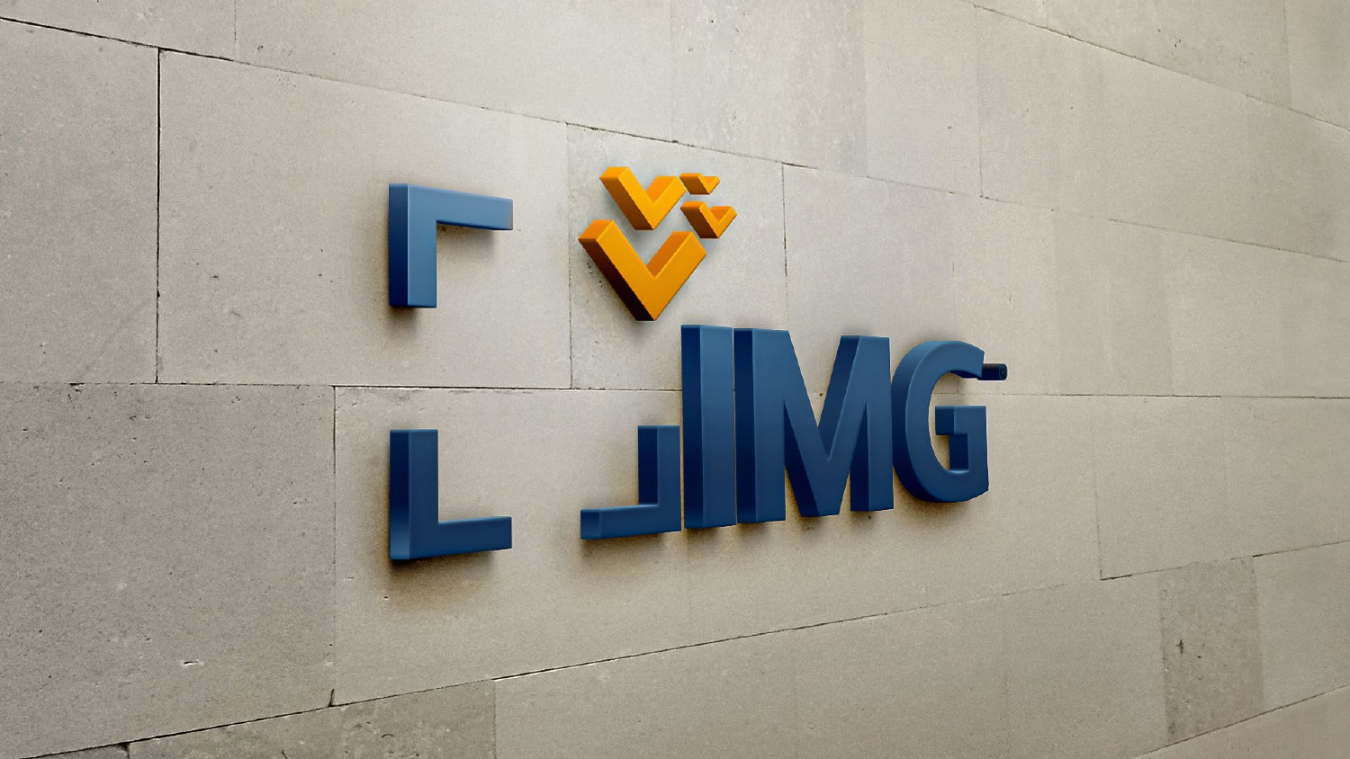IMG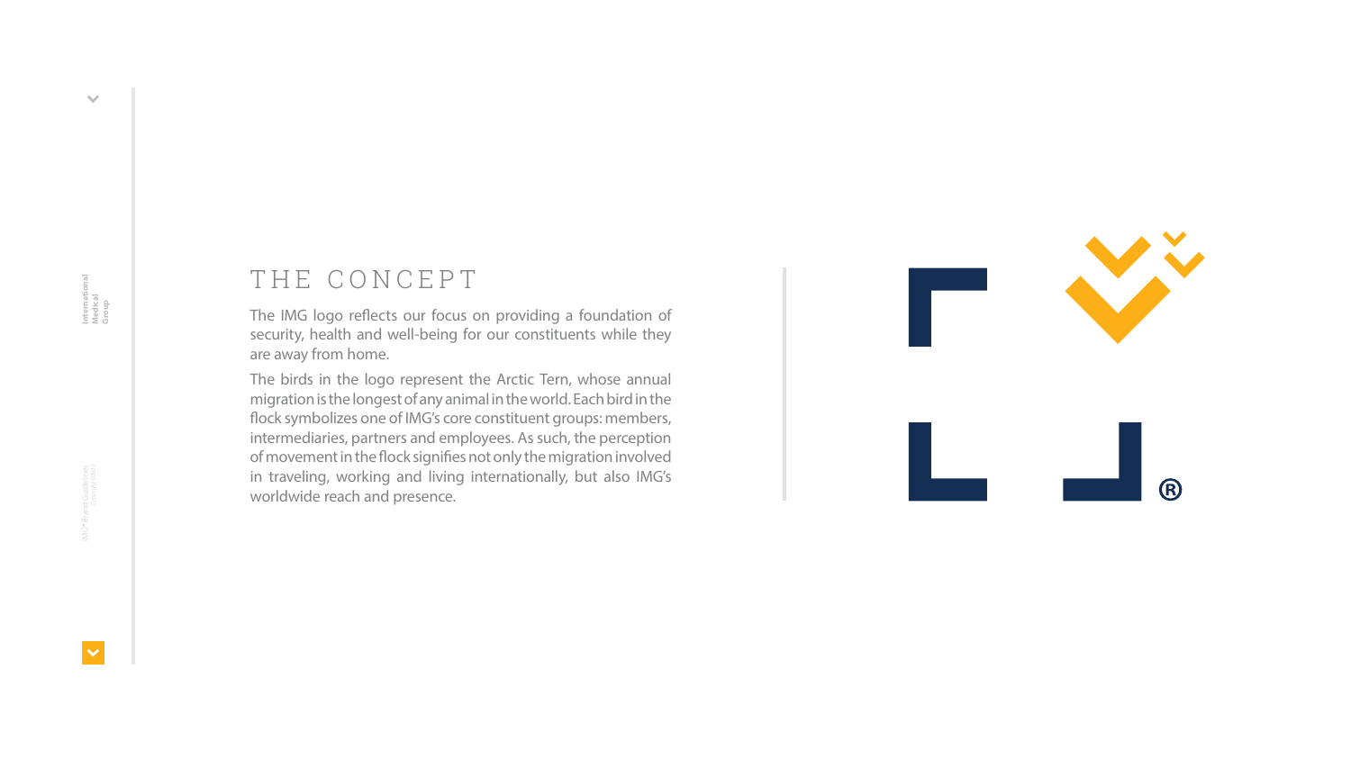## THE CONCEPT

The IMG logo reflects our focus on providing a foundation of security, health and well-being for our constituents while they are away from home.

The birds in the logo represent the Arctic Tern, whose annual migration is the longest of any animal in the world. Each bird in the flock symbolizes one of IMG's core constituent groups: members, intermediaries, partners and employees. As such, the perception of movement in the flock signifies not only the migration involved in traveling, working and living internationally, but also IMG's worldwide reach and presence.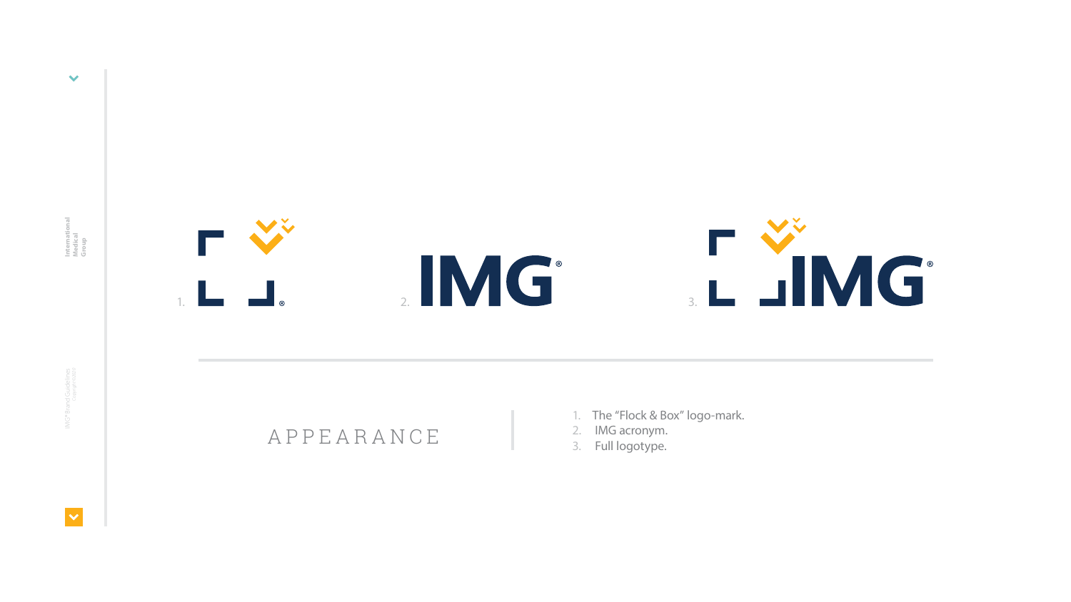1.

2. IMG®

3. IMG®

## APPEARANCE

1. The “Flock & Box” logo-mark.
2. IMG acronym.
3. Full logotype.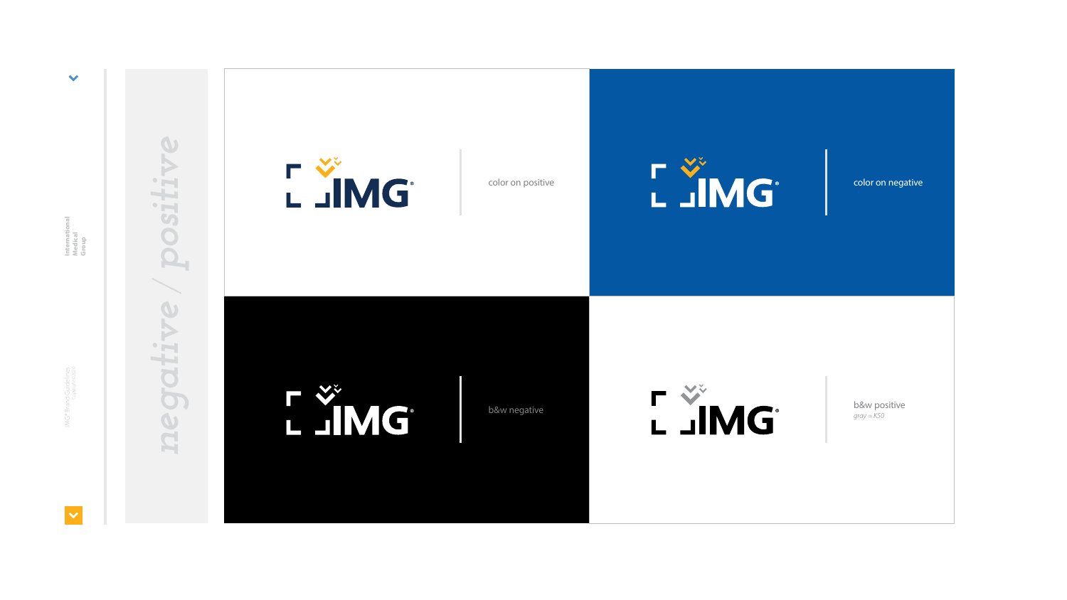# negative / positive

color on positive

color on negative

b&w negative

b&w positive
*gray = K50*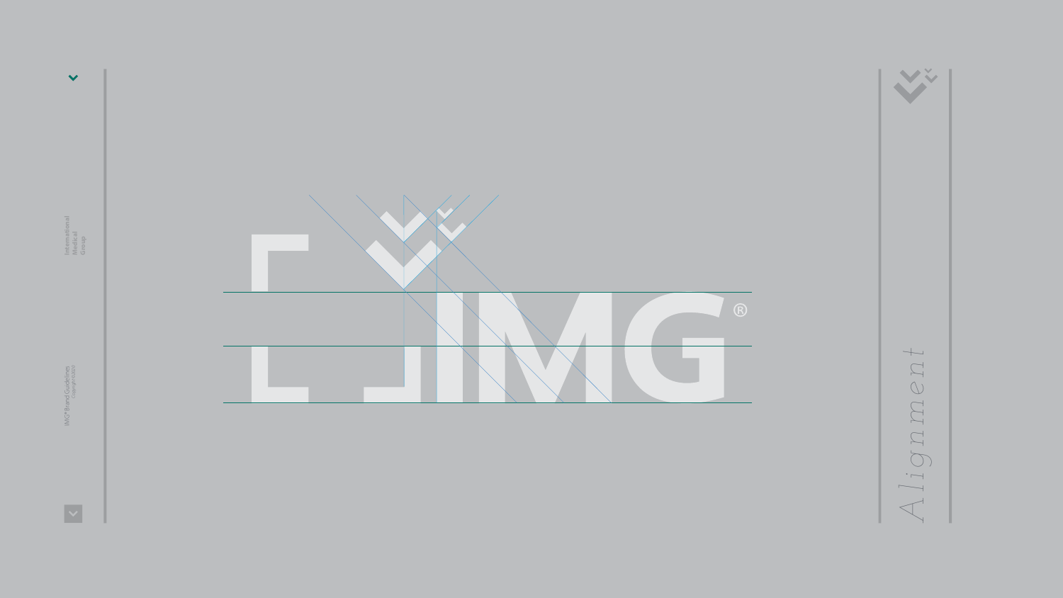# Alignment

IMG®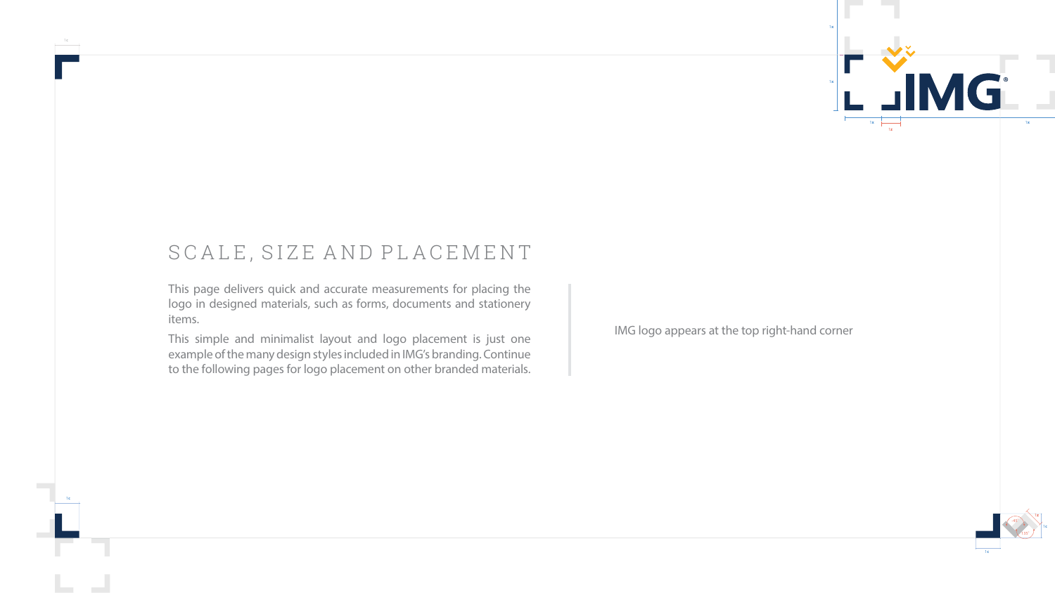# SCALE, SIZE AND PLACEMENT

This page delivers quick and accurate measurements for placing the logo in designed materials, such as forms, documents and stationery items.

This simple and minimalist layout and logo placement is just one example of the many design styles included in IMG's branding. Continue to the following pages for logo placement on other branded materials.

IMG logo appears at the top right-hand corner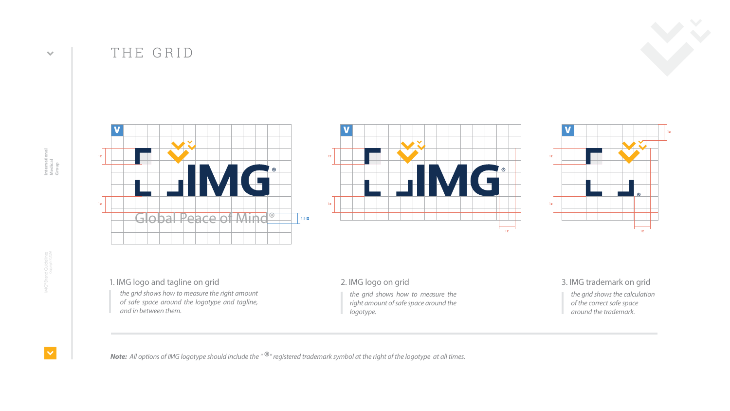# THE GRID

1. IMG logo and tagline on grid

*the grid shows how to measure the right amount of safe space around the logotype and tagline, and in between them.*

2. IMG logo on grid

*the grid shows how to measure the right amount of safe space around the logotype.*

3. IMG trademark on grid

*the grid shows the calculation of the correct safe space around the trademark.*

***Note:*** *All options of IMG logotype should include the "®" registered trademark symbol at the right of the logotype at all times.*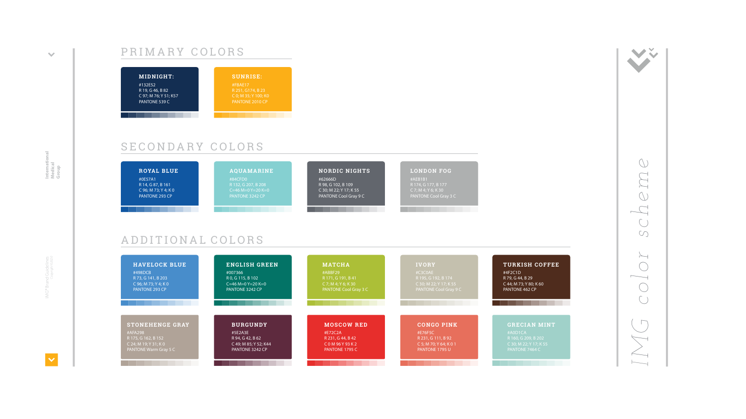# IMG color scheme

## PRIMARY COLORS

**MIDNIGHT:**
#132E52
R 19, G 46, B 82
C 97; M 76; Y 51; K57
PANTONE 539 C

**SUNRISE:**
#FBAE17
R 251, G174, B 23
C 0; M 35; Y 100; K0
PANTONE 2010 CP

## SECONDARY COLORS

**ROYAL BLUE**
#0E57A1
R 14, G 87, B 161
C 96; M 73; Y 4; K 0
PANTONE 293 CP

**AQUAMARINE**
#84CFD0
R 132, G 207, B 208
C=46 M=0 Y=20 K=0
PANTONE 3242 CP

**NORDIC NIGHTS**
#62666D
R 98, G 102, B 109
C 30; M 22; Y 17; K 55
PANTONE Cool Gray 9 C

**LONDON FOG**
#AEB1B1
R 174, G 177, B 177
C 7; M 4; Y 6; K 30
PANTONE Cool Gray 3 C

## ADDITIONAL COLORS

**HAVELOCK BLUE**
#498DCB
R 73, G 141, B 203
C 96; M 73; Y 4; K 0
PANTONE 293 CP

**ENGLISH GREEN**
#007366
R 0, G 115, B 102
C=46 M=0 Y=20 K=0
PANTONE 3242 CP

**MATCHA**
#ABBF29
R 171, G 191, B 41
C 7; M 4; Y 6; K 30
PANTONE Cool Gray 3 C

**IVORY**
#C3C0AE
R 195, G 192, B 174
C 30; M 22; Y 17; K 55
PANTONE Cool Gray 9 C

**TURKISH COFFEE**
#4F2C1D
R 79, G 44, B 29
C 44; M 73; Y 80; K 60
PANTONE 462 CP

**STONEHENGE GRAY**
#AFA298
R 175, G 162, B 152
C 24; M 19; Y 31; K 0
PANTONE Warm Gray 5 C

**BURGUNDY**
#5E2A3E
R 94, G 42, B 62
C 49; M 85; Y 52; K44
PANTONE 3242 CP

**MOSCOW RED**
#E72C2A
R 231, G 44, B 42
C 0 M 96 Y 93 K 2
PANTONE 1795 C

**CONGO PINK**
#E76F5C
R 231, G 111, B 92
C 5; M 70; Y 64; K 0 1
PANTONE 1795 U

**GRECIAN MINT**
#A0D1CA
R 160, G 209, B 202
C 30; M 22; Y 17; K 55
PANTONE 7464 C